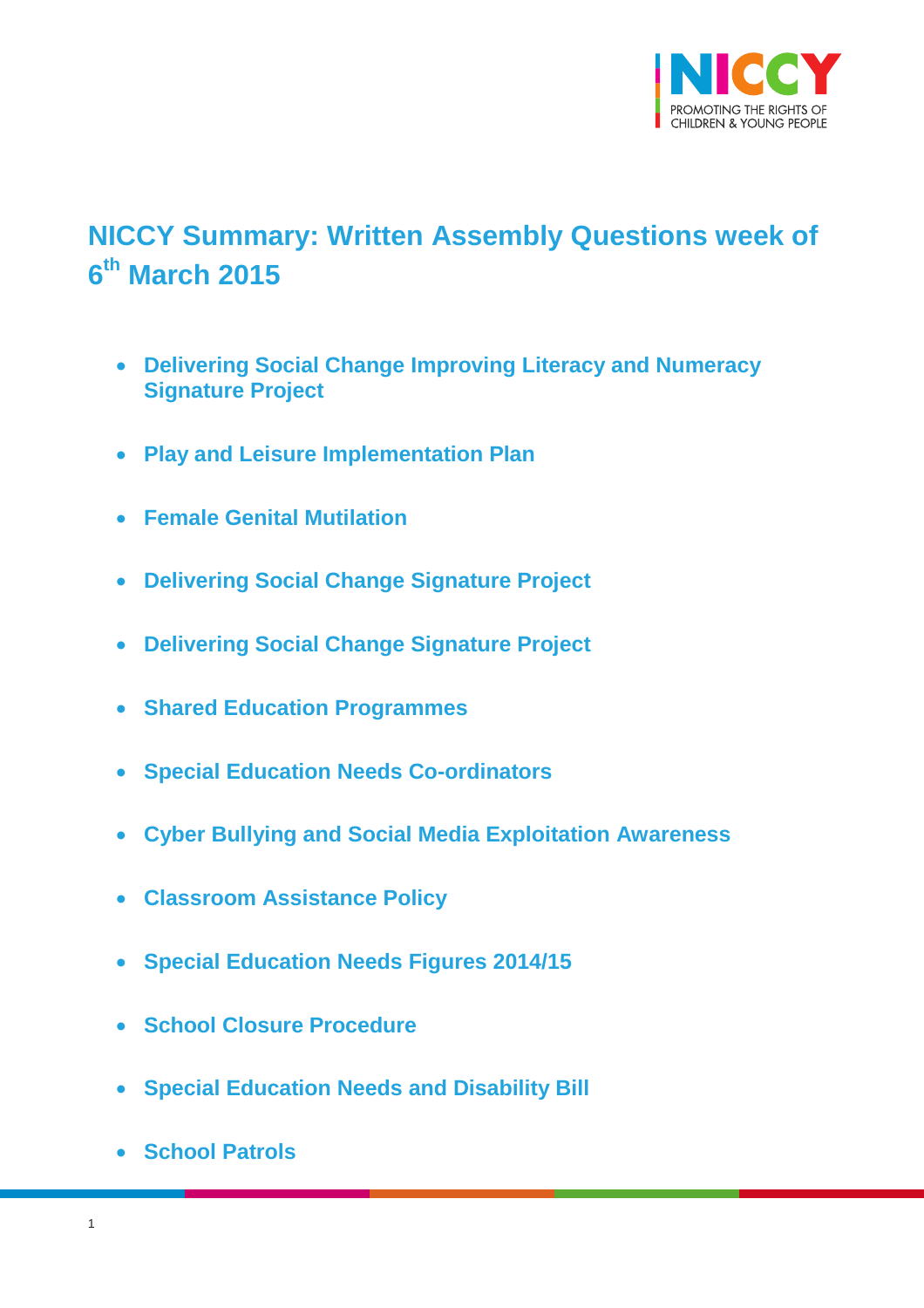NICCY

PROMOTING THE RIGHTS OF CHILDREN & YOUNG PEOPLE

# NICCY Summary: Written Assembly Questions week of 6th March 2015

- **Delivering Social Change Improving Literacy and Numeracy Signature Project**
- **Play and Leisure Implementation Plan**
- **Female Genital Mutilation**
- **Delivering Social Change Signature Project**
- **Delivering Social Change Signature Project**
- **Shared Education Programmes**
- **Special Education Needs Co-ordinators**
- **Cyber Bullying and Social Media Exploitation Awareness**
- **Classroom Assistance Policy**
- **Special Education Needs Figures 2014/15**
- **School Closure Procedure**
- **Special Education Needs and Disability Bill**
- **School Patrols**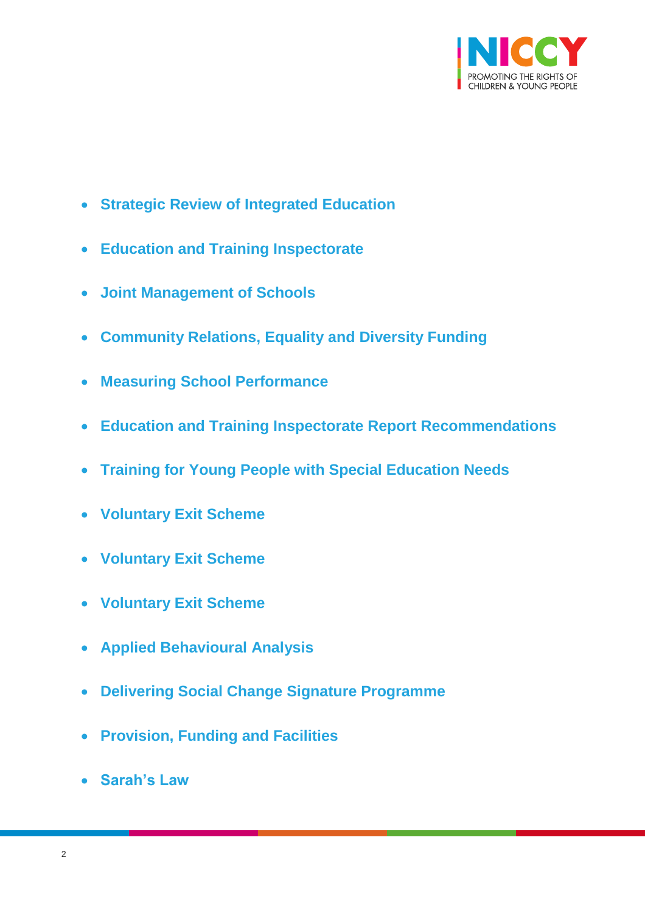- **Strategic Review of Integrated Education**
- **Education and Training Inspectorate**
- **Joint Management of Schools**
- **Community Relations, Equality and Diversity Funding**
- **Measuring School Performance**
- **Education and Training Inspectorate Report Recommendations**
- **Training for Young People with Special Education Needs**
- **Voluntary Exit Scheme**
- **Voluntary Exit Scheme**
- **Voluntary Exit Scheme**
- **Applied Behavioural Analysis**
- **Delivering Social Change Signature Programme**
- **Provision, Funding and Facilities**
- **Sarah's Law**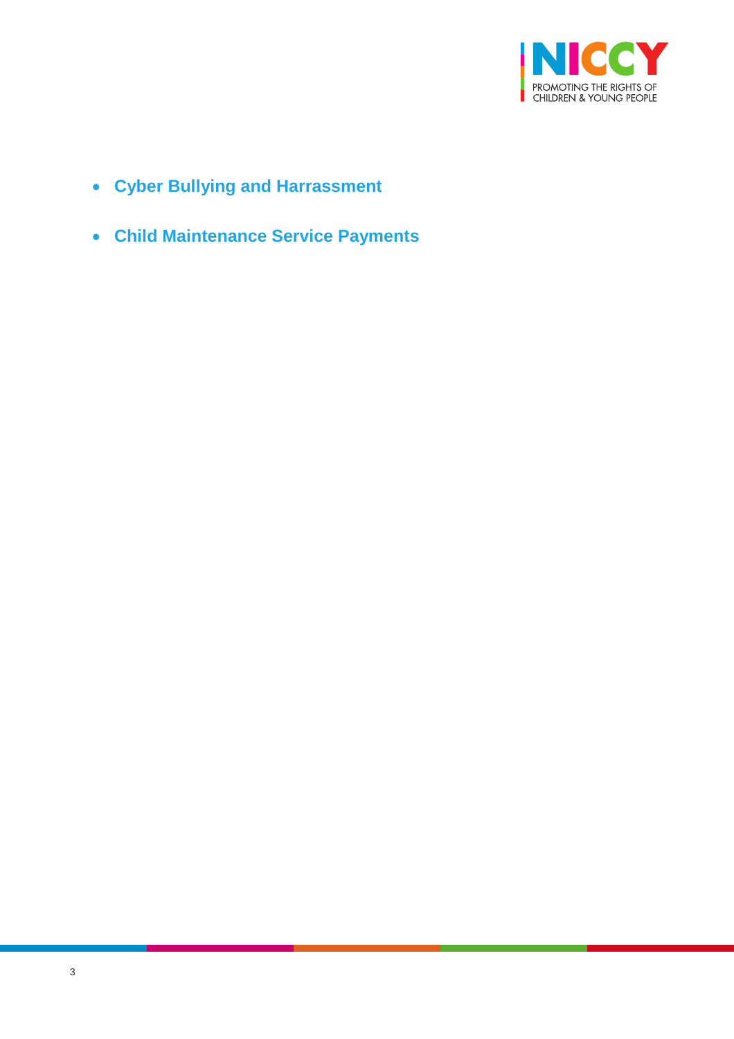- **Cyber Bullying and Harrassment**
- **Child Maintenance Service Payments**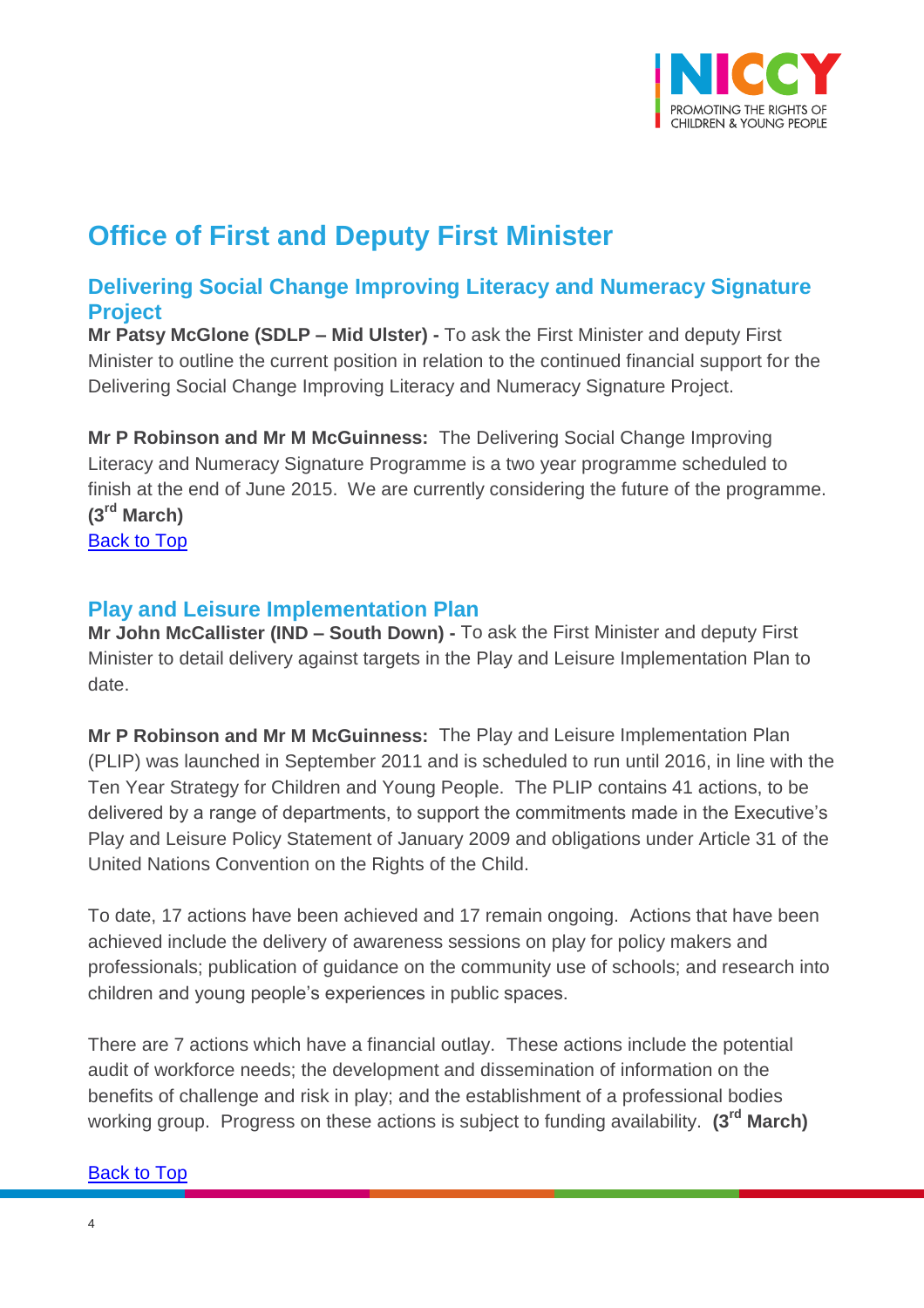# Office of First and Deputy First Minister

## Delivering Social Change Improving Literacy and Numeracy Signature Project

**Mr Patsy McGlone (SDLP – Mid Ulster) -** To ask the First Minister and deputy First Minister to outline the current position in relation to the continued financial support for the Delivering Social Change Improving Literacy and Numeracy Signature Project.

**Mr P Robinson and Mr M McGuinness:** The Delivering Social Change Improving Literacy and Numeracy Signature Programme is a two year programme scheduled to finish at the end of June 2015. We are currently considering the future of the programme. **(3rd March)**

Back to Top

## Play and Leisure Implementation Plan

**Mr John McCallister (IND – South Down) -** To ask the First Minister and deputy First Minister to detail delivery against targets in the Play and Leisure Implementation Plan to date.

**Mr P Robinson and Mr M McGuinness:** The Play and Leisure Implementation Plan (PLIP) was launched in September 2011 and is scheduled to run until 2016, in line with the Ten Year Strategy for Children and Young People. The PLIP contains 41 actions, to be delivered by a range of departments, to support the commitments made in the Executive's Play and Leisure Policy Statement of January 2009 and obligations under Article 31 of the United Nations Convention on the Rights of the Child.

To date, 17 actions have been achieved and 17 remain ongoing. Actions that have been achieved include the delivery of awareness sessions on play for policy makers and professionals; publication of guidance on the community use of schools; and research into children and young people's experiences in public spaces.

There are 7 actions which have a financial outlay. These actions include the potential audit of workforce needs; the development and dissemination of information on the benefits of challenge and risk in play; and the establishment of a professional bodies working group. Progress on these actions is subject to funding availability. **(3rd March)**

Back to Top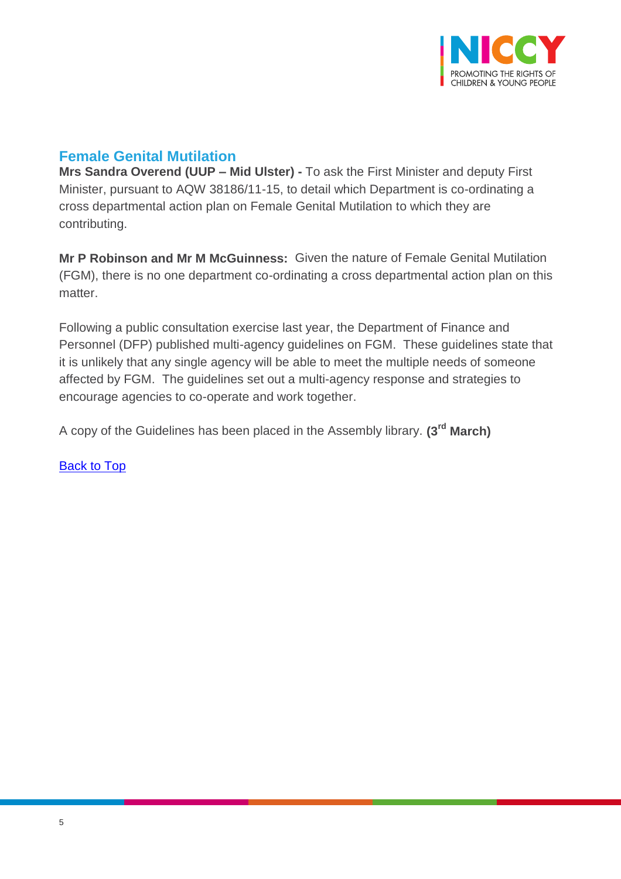## Female Genital Mutilation

**Mrs Sandra Overend (UUP – Mid Ulster) -** To ask the First Minister and deputy First Minister, pursuant to AQW 38186/11-15, to detail which Department is co-ordinating a cross departmental action plan on Female Genital Mutilation to which they are contributing.

**Mr P Robinson and Mr M McGuinness:** Given the nature of Female Genital Mutilation (FGM), there is no one department co-ordinating a cross departmental action plan on this matter.

Following a public consultation exercise last year, the Department of Finance and Personnel (DFP) published multi-agency guidelines on FGM. These guidelines state that it is unlikely that any single agency will be able to meet the multiple needs of someone affected by FGM. The guidelines set out a multi-agency response and strategies to encourage agencies to co-operate and work together.

A copy of the Guidelines has been placed in the Assembly library. **(3rd March)**

Back to Top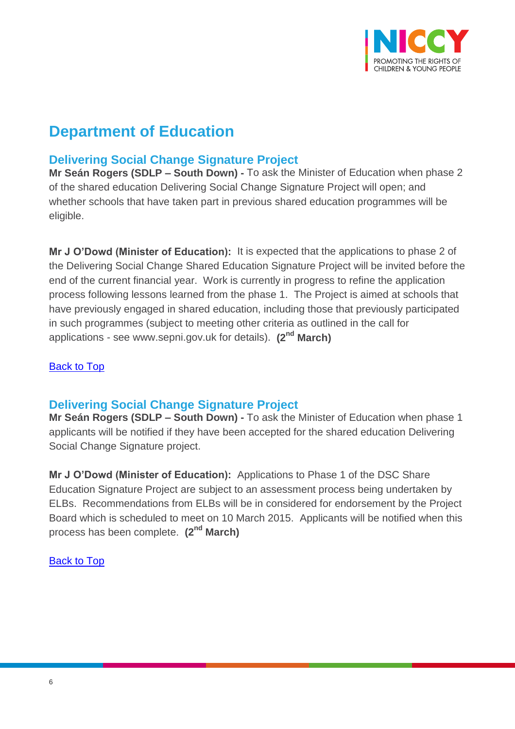# Department of Education

## Delivering Social Change Signature Project

**Mr Seán Rogers (SDLP – South Down) -** To ask the Minister of Education when phase 2 of the shared education Delivering Social Change Signature Project will open; and whether schools that have taken part in previous shared education programmes will be eligible.

**Mr J O'Dowd (Minister of Education):** It is expected that the applications to phase 2 of the Delivering Social Change Shared Education Signature Project will be invited before the end of the current financial year. Work is currently in progress to refine the application process following lessons learned from the phase 1. The Project is aimed at schools that have previously engaged in shared education, including those that previously participated in such programmes (subject to meeting other criteria as outlined in the call for applications - see www.sepni.gov.uk for details). **(2nd March)**

Back to Top

## Delivering Social Change Signature Project

**Mr Seán Rogers (SDLP – South Down) -** To ask the Minister of Education when phase 1 applicants will be notified if they have been accepted for the shared education Delivering Social Change Signature project.

**Mr J O'Dowd (Minister of Education):** Applications to Phase 1 of the DSC Share Education Signature Project are subject to an assessment process being undertaken by ELBs. Recommendations from ELBs will be in considered for endorsement by the Project Board which is scheduled to meet on 10 March 2015. Applicants will be notified when this process has been complete. **(2nd March)**

Back to Top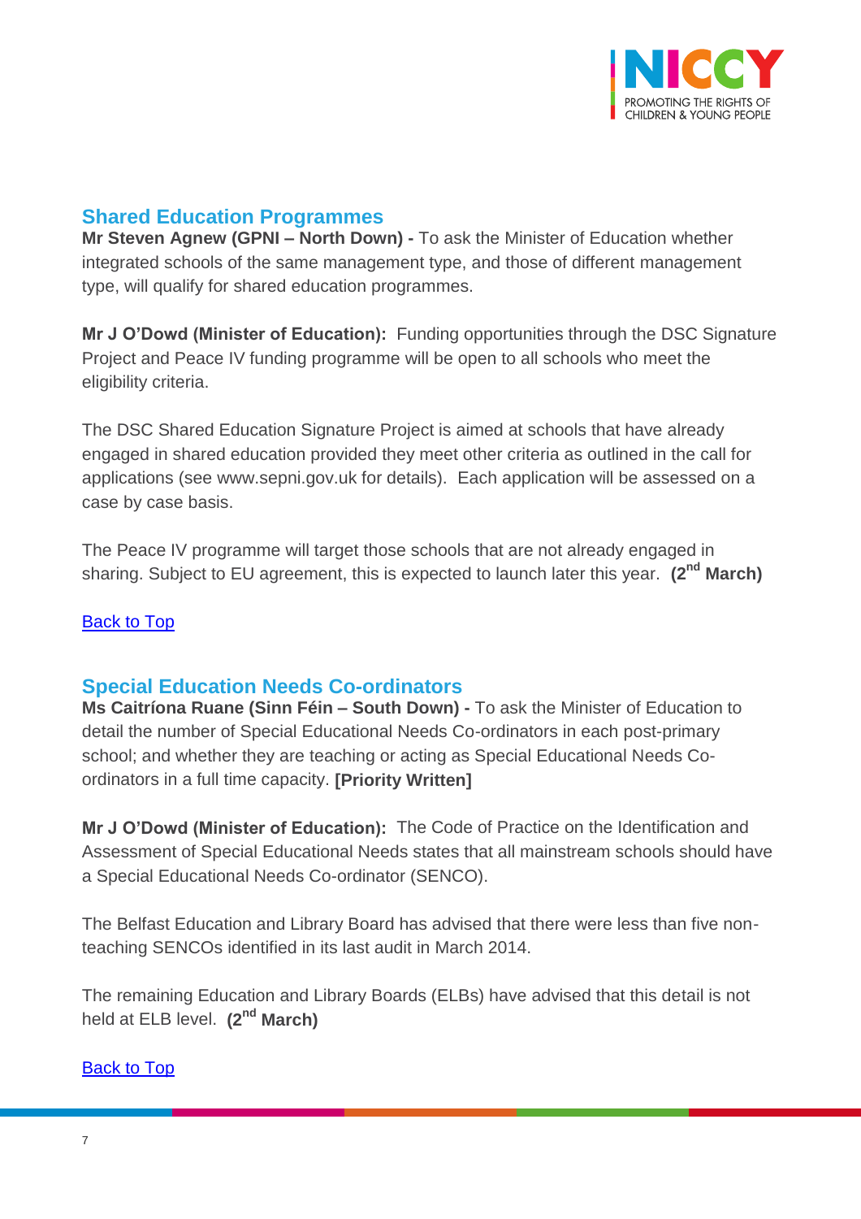## Shared Education Programmes

**Mr Steven Agnew (GPNI – North Down) -** To ask the Minister of Education whether integrated schools of the same management type, and those of different management type, will qualify for shared education programmes.

**Mr J O'Dowd (Minister of Education):** Funding opportunities through the DSC Signature Project and Peace IV funding programme will be open to all schools who meet the eligibility criteria.

The DSC Shared Education Signature Project is aimed at schools that have already engaged in shared education provided they meet other criteria as outlined in the call for applications (see www.sepni.gov.uk for details). Each application will be assessed on a case by case basis.

The Peace IV programme will target those schools that are not already engaged in sharing. Subject to EU agreement, this is expected to launch later this year. **(2nd March)**

Back to Top

## Special Education Needs Co-ordinators

**Ms Caitríona Ruane (Sinn Féin – South Down) -** To ask the Minister of Education to detail the number of Special Educational Needs Co-ordinators in each post-primary school; and whether they are teaching or acting as Special Educational Needs Co-ordinators in a full time capacity. **[Priority Written]**

**Mr J O'Dowd (Minister of Education):** The Code of Practice on the Identification and Assessment of Special Educational Needs states that all mainstream schools should have a Special Educational Needs Co-ordinator (SENCO).

The Belfast Education and Library Board has advised that there were less than five non-teaching SENCOs identified in its last audit in March 2014.

The remaining Education and Library Boards (ELBs) have advised that this detail is not held at ELB level. **(2nd March)**

Back to Top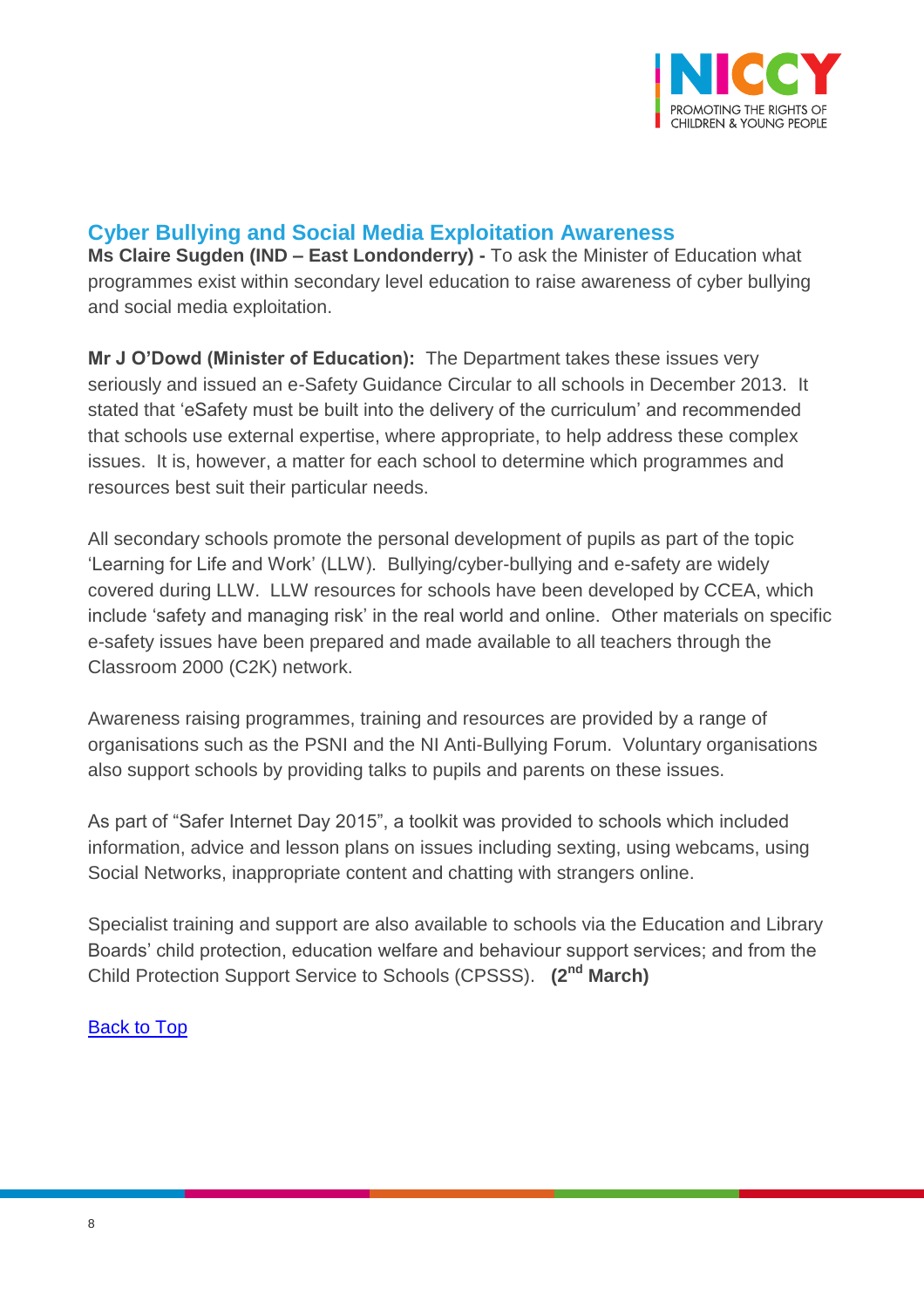## Cyber Bullying and Social Media Exploitation Awareness

**Ms Claire Sugden (IND – East Londonderry) -** To ask the Minister of Education what programmes exist within secondary level education to raise awareness of cyber bullying and social media exploitation.

**Mr J O'Dowd (Minister of Education):** The Department takes these issues very seriously and issued an e-Safety Guidance Circular to all schools in December 2013. It stated that 'eSafety must be built into the delivery of the curriculum' and recommended that schools use external expertise, where appropriate, to help address these complex issues. It is, however, a matter for each school to determine which programmes and resources best suit their particular needs.

All secondary schools promote the personal development of pupils as part of the topic 'Learning for Life and Work' (LLW). Bullying/cyber-bullying and e-safety are widely covered during LLW. LLW resources for schools have been developed by CCEA, which include 'safety and managing risk' in the real world and online. Other materials on specific e-safety issues have been prepared and made available to all teachers through the Classroom 2000 (C2K) network.

Awareness raising programmes, training and resources are provided by a range of organisations such as the PSNI and the NI Anti-Bullying Forum. Voluntary organisations also support schools by providing talks to pupils and parents on these issues.

As part of "Safer Internet Day 2015", a toolkit was provided to schools which included information, advice and lesson plans on issues including sexting, using webcams, using Social Networks, inappropriate content and chatting with strangers online.

Specialist training and support are also available to schools via the Education and Library Boards' child protection, education welfare and behaviour support services; and from the Child Protection Support Service to Schools (CPSSS). **(2nd March)**

Back to Top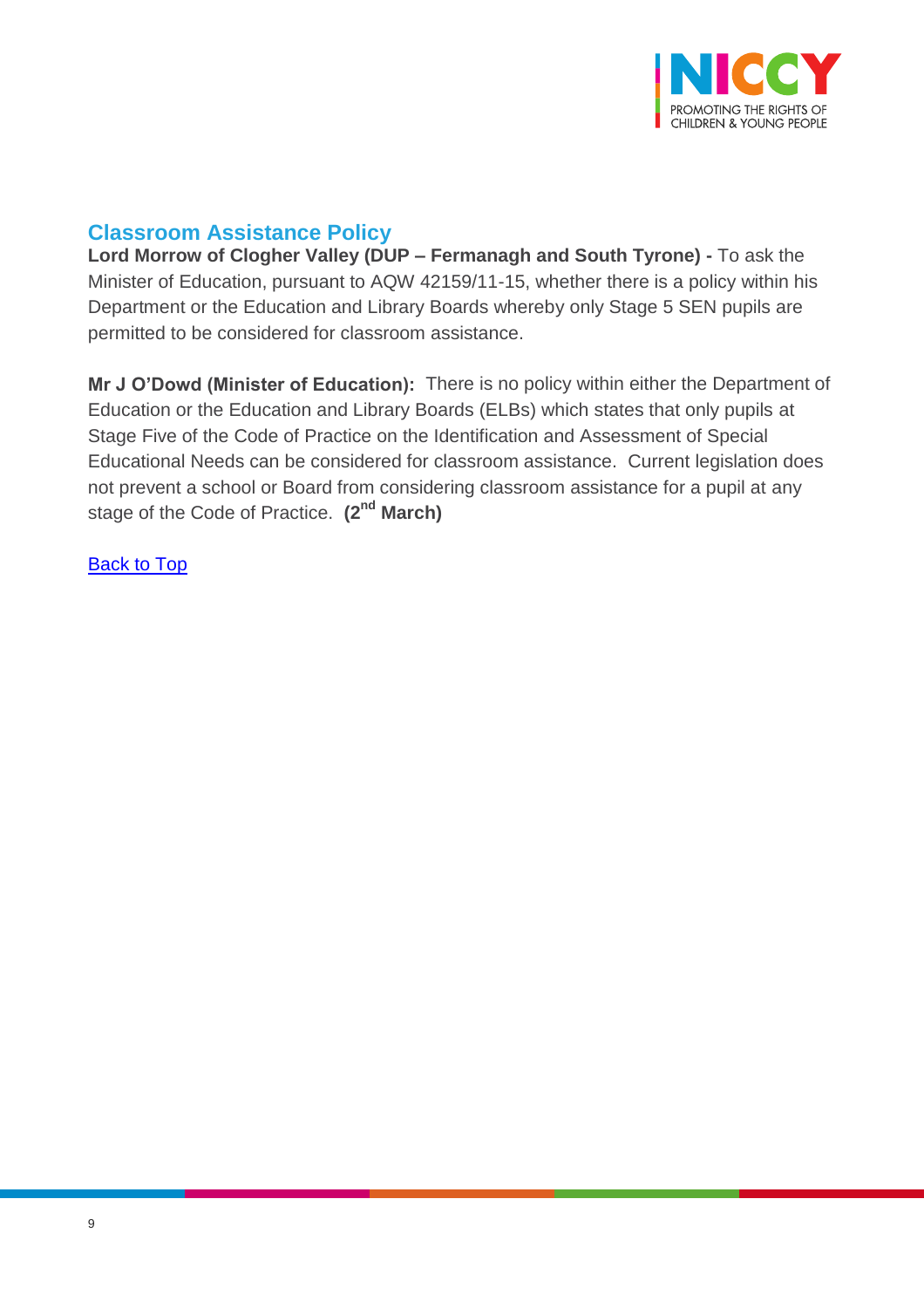## Classroom Assistance Policy

**Lord Morrow of Clogher Valley (DUP – Fermanagh and South Tyrone) -** To ask the Minister of Education, pursuant to AQW 42159/11-15, whether there is a policy within his Department or the Education and Library Boards whereby only Stage 5 SEN pupils are permitted to be considered for classroom assistance.

**Mr J O'Dowd (Minister of Education):** There is no policy within either the Department of Education or the Education and Library Boards (ELBs) which states that only pupils at Stage Five of the Code of Practice on the Identification and Assessment of Special Educational Needs can be considered for classroom assistance. Current legislation does not prevent a school or Board from considering classroom assistance for a pupil at any stage of the Code of Practice. **(2nd March)**

Back to Top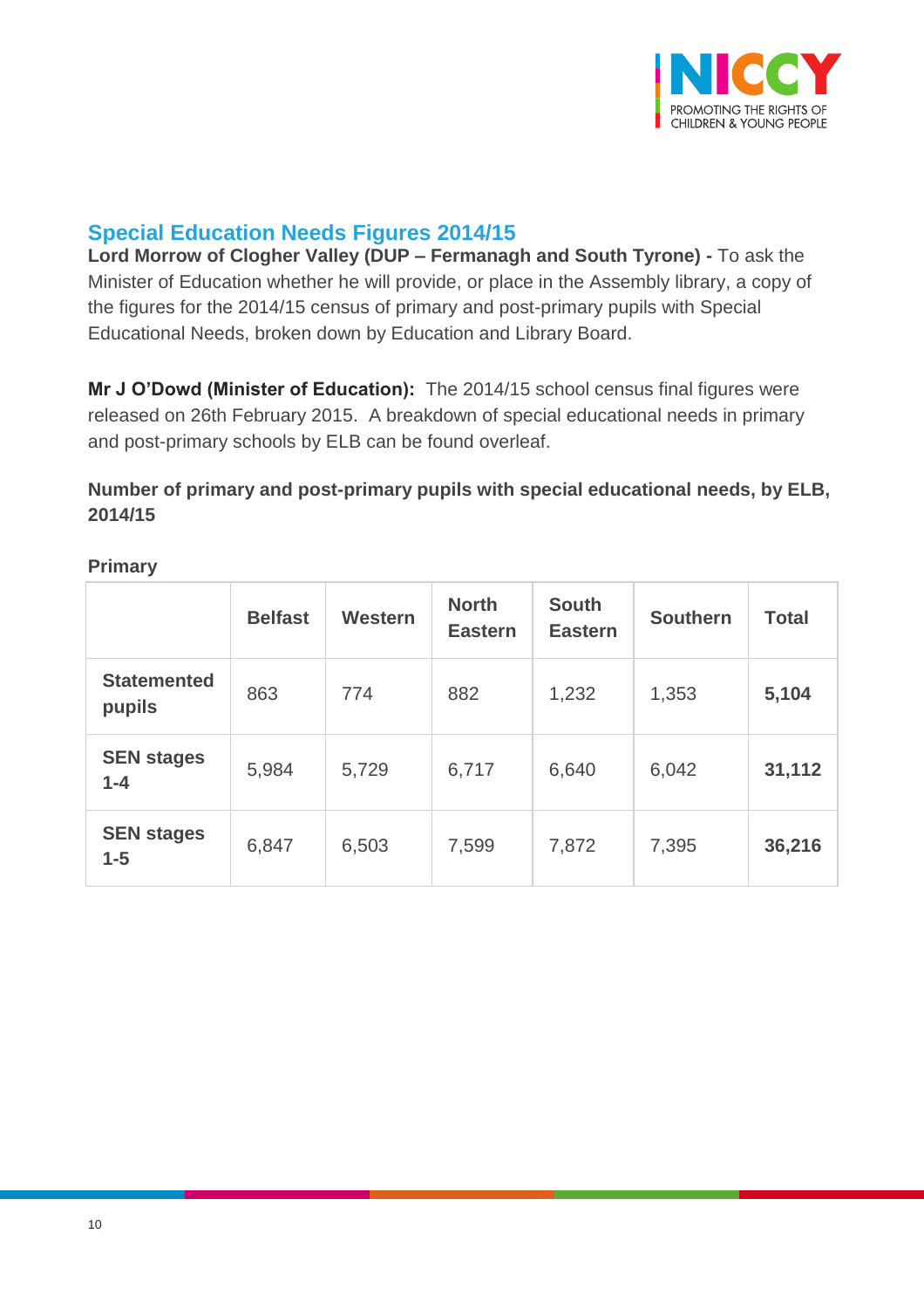## Special Education Needs Figures 2014/15

**Lord Morrow of Clogher Valley (DUP – Fermanagh and South Tyrone) -** To ask the Minister of Education whether he will provide, or place in the Assembly library, a copy of the figures for the 2014/15 census of primary and post-primary pupils with Special Educational Needs, broken down by Education and Library Board.

**Mr J O'Dowd (Minister of Education):** The 2014/15 school census final figures were released on 26th February 2015. A breakdown of special educational needs in primary and post-primary schools by ELB can be found overleaf.

**Number of primary and post-primary pupils with special educational needs, by ELB, 2014/15**

**Primary**

| | Belfast | Western | North Eastern | South Eastern | Southern | Total |
|---|---|---|---|---|---|---|
| **Statemented pupils** | 863 | 774 | 882 | 1,232 | 1,353 | **5,104** |
| **SEN stages 1-4** | 5,984 | 5,729 | 6,717 | 6,640 | 6,042 | **31,112** |
| **SEN stages 1-5** | 6,847 | 6,503 | 7,599 | 7,872 | 7,395 | **36,216** |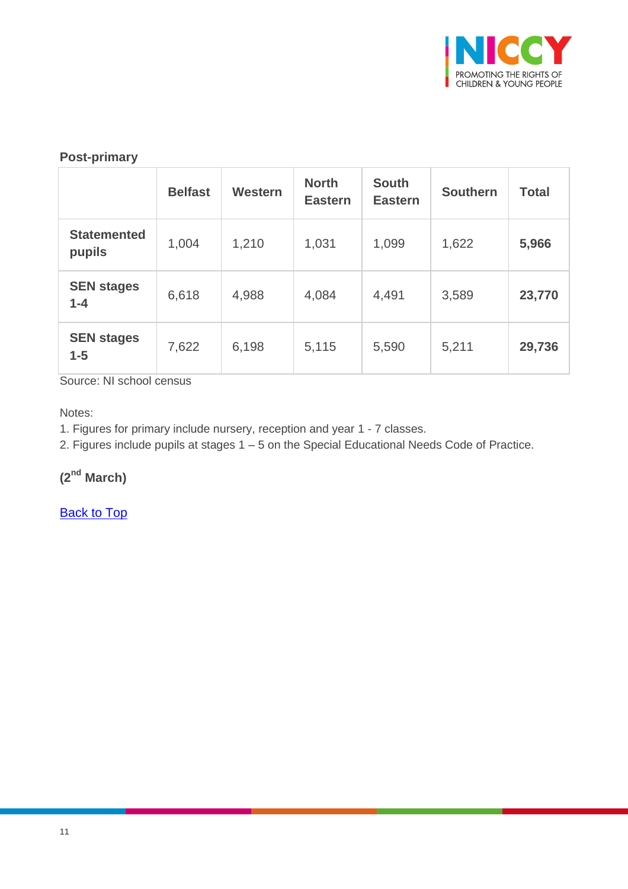**Post-primary**

| | Belfast | Western | North Eastern | South Eastern | Southern | Total |
|---|---|---|---|---|---|---|
| **Statemented pupils** | 1,004 | 1,210 | 1,031 | 1,099 | 1,622 | **5,966** |
| **SEN stages 1-4** | 6,618 | 4,988 | 4,084 | 4,491 | 3,589 | **23,770** |
| **SEN stages 1-5** | 7,622 | 6,198 | 5,115 | 5,590 | 5,211 | **29,736** |

Source: NI school census

Notes:

1. Figures for primary include nursery, reception and year 1 - 7 classes.
2. Figures include pupils at stages 1 – 5 on the Special Educational Needs Code of Practice.

**(2nd March)**

Back to Top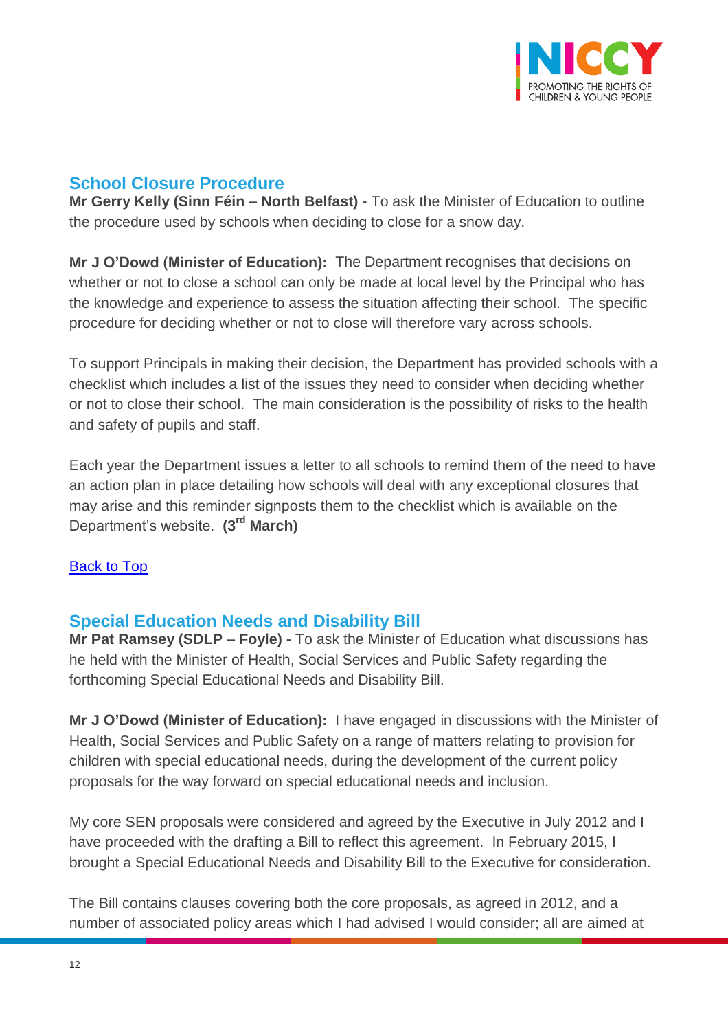## School Closure Procedure

**Mr Gerry Kelly (Sinn Féin – North Belfast) -** To ask the Minister of Education to outline the procedure used by schools when deciding to close for a snow day.

**Mr J O'Dowd (Minister of Education):** The Department recognises that decisions on whether or not to close a school can only be made at local level by the Principal who has the knowledge and experience to assess the situation affecting their school. The specific procedure for deciding whether or not to close will therefore vary across schools.

To support Principals in making their decision, the Department has provided schools with a checklist which includes a list of the issues they need to consider when deciding whether or not to close their school. The main consideration is the possibility of risks to the health and safety of pupils and staff.

Each year the Department issues a letter to all schools to remind them of the need to have an action plan in place detailing how schools will deal with any exceptional closures that may arise and this reminder signposts them to the checklist which is available on the Department's website. **(3rd March)**

[Back to Top]

## Special Education Needs and Disability Bill

**Mr Pat Ramsey (SDLP – Foyle) -** To ask the Minister of Education what discussions has he held with the Minister of Health, Social Services and Public Safety regarding the forthcoming Special Educational Needs and Disability Bill.

**Mr J O'Dowd (Minister of Education):** I have engaged in discussions with the Minister of Health, Social Services and Public Safety on a range of matters relating to provision for children with special educational needs, during the development of the current policy proposals for the way forward on special educational needs and inclusion.

My core SEN proposals were considered and agreed by the Executive in July 2012 and I have proceeded with the drafting a Bill to reflect this agreement. In February 2015, I brought a Special Educational Needs and Disability Bill to the Executive for consideration.

The Bill contains clauses covering both the core proposals, as agreed in 2012, and a number of associated policy areas which I had advised I would consider; all are aimed at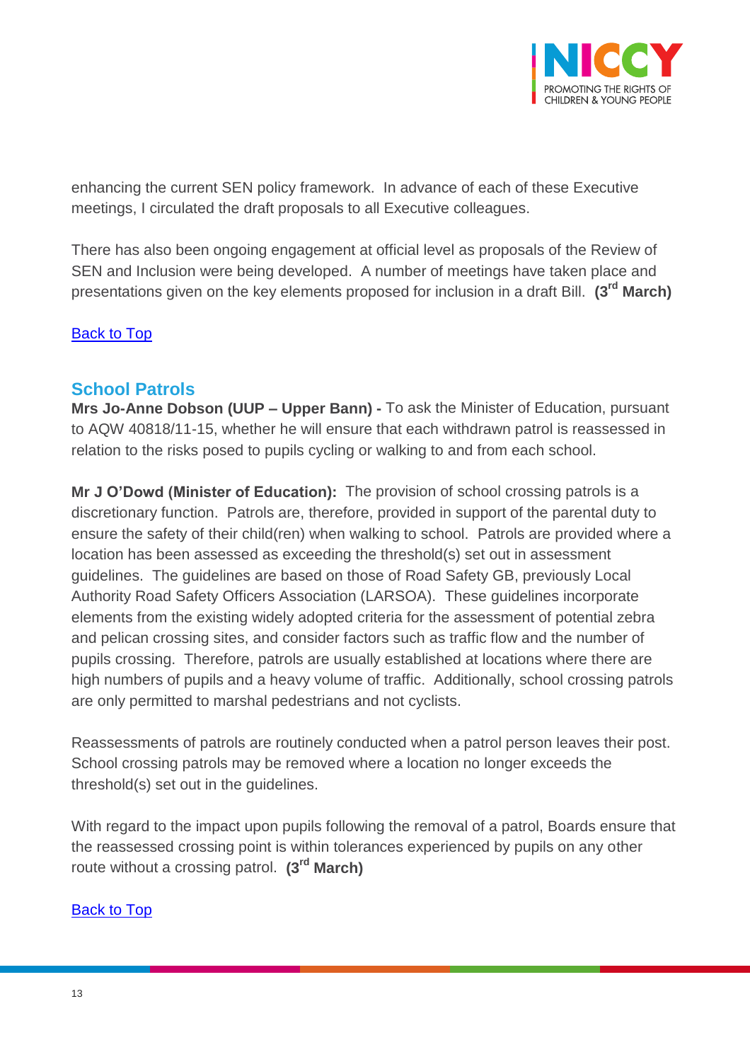enhancing the current SEN policy framework. In advance of each of these Executive meetings, I circulated the draft proposals to all Executive colleagues.

There has also been ongoing engagement at official level as proposals of the Review of SEN and Inclusion were being developed. A number of meetings have taken place and presentations given on the key elements proposed for inclusion in a draft Bill. **(3rd March)**

[Back to Top]

## School Patrols

**Mrs Jo-Anne Dobson (UUP – Upper Bann) -** To ask the Minister of Education, pursuant to AQW 40818/11-15, whether he will ensure that each withdrawn patrol is reassessed in relation to the risks posed to pupils cycling or walking to and from each school.

**Mr J O'Dowd (Minister of Education):** The provision of school crossing patrols is a discretionary function. Patrols are, therefore, provided in support of the parental duty to ensure the safety of their child(ren) when walking to school. Patrols are provided where a location has been assessed as exceeding the threshold(s) set out in assessment guidelines. The guidelines are based on those of Road Safety GB, previously Local Authority Road Safety Officers Association (LARSOA). These guidelines incorporate elements from the existing widely adopted criteria for the assessment of potential zebra and pelican crossing sites, and consider factors such as traffic flow and the number of pupils crossing. Therefore, patrols are usually established at locations where there are high numbers of pupils and a heavy volume of traffic. Additionally, school crossing patrols are only permitted to marshal pedestrians and not cyclists.

Reassessments of patrols are routinely conducted when a patrol person leaves their post. School crossing patrols may be removed where a location no longer exceeds the threshold(s) set out in the guidelines.

With regard to the impact upon pupils following the removal of a patrol, Boards ensure that the reassessed crossing point is within tolerances experienced by pupils on any other route without a crossing patrol. **(3rd March)**

[Back to Top]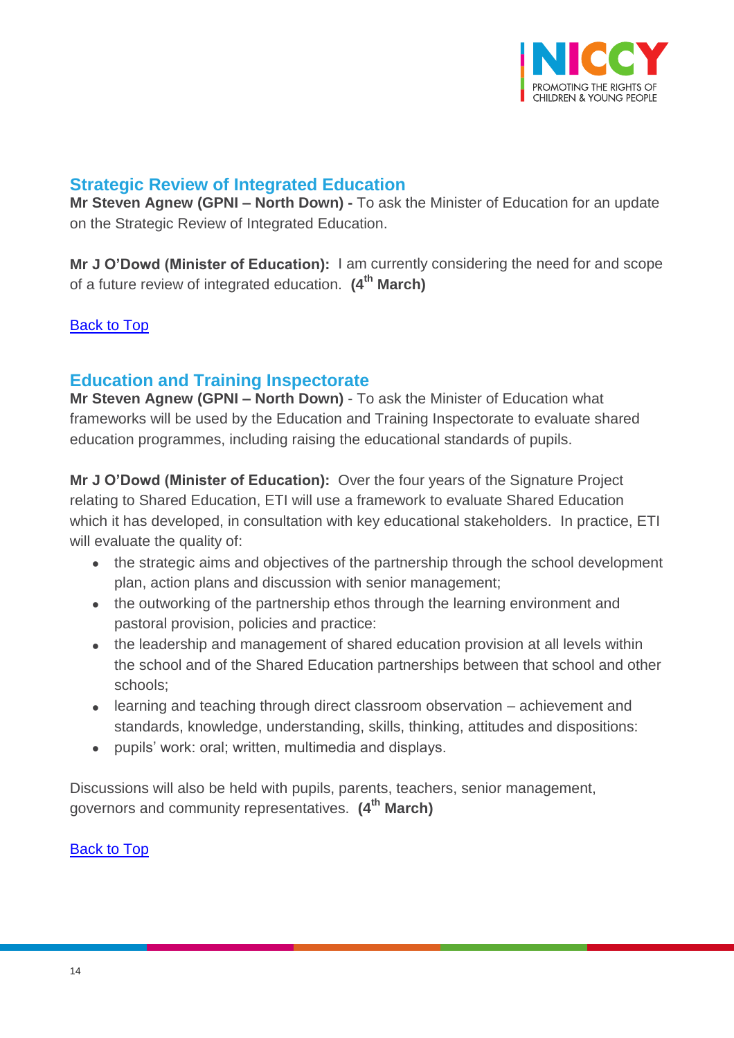## Strategic Review of Integrated Education

**Mr Steven Agnew (GPNI – North Down) -** To ask the Minister of Education for an update on the Strategic Review of Integrated Education.

**Mr J O'Dowd (Minister of Education):** I am currently considering the need for and scope of a future review of integrated education. **(4th March)**

Back to Top

## Education and Training Inspectorate

**Mr Steven Agnew (GPNI – North Down)** - To ask the Minister of Education what frameworks will be used by the Education and Training Inspectorate to evaluate shared education programmes, including raising the educational standards of pupils.

**Mr J O'Dowd (Minister of Education):** Over the four years of the Signature Project relating to Shared Education, ETI will use a framework to evaluate Shared Education which it has developed, in consultation with key educational stakeholders. In practice, ETI will evaluate the quality of:

- the strategic aims and objectives of the partnership through the school development plan, action plans and discussion with senior management;
- the outworking of the partnership ethos through the learning environment and pastoral provision, policies and practice:
- the leadership and management of shared education provision at all levels within the school and of the Shared Education partnerships between that school and other schools;
- learning and teaching through direct classroom observation – achievement and standards, knowledge, understanding, skills, thinking, attitudes and dispositions:
- pupils' work: oral; written, multimedia and displays.

Discussions will also be held with pupils, parents, teachers, senior management, governors and community representatives. **(4th March)**

Back to Top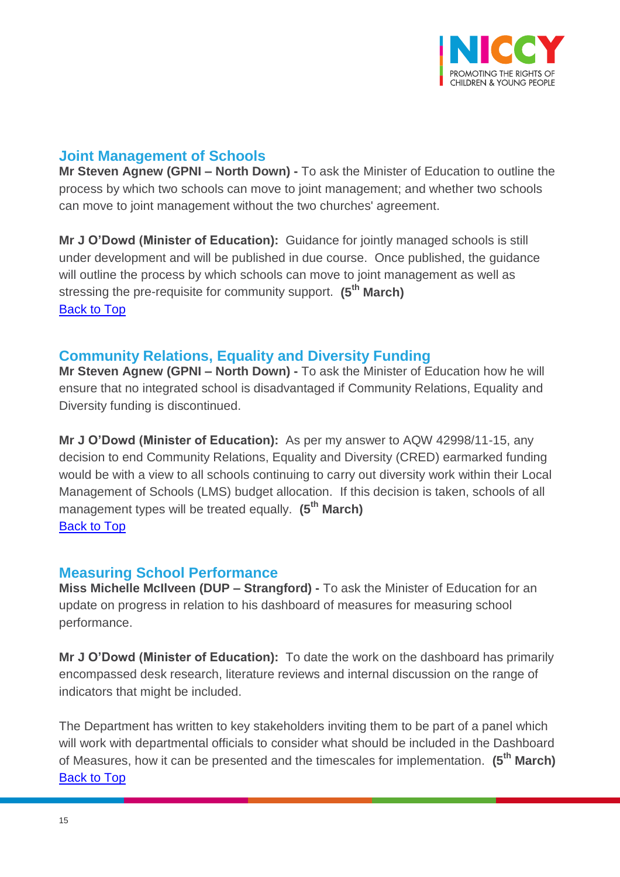## Joint Management of Schools

**Mr Steven Agnew (GPNI – North Down) -** To ask the Minister of Education to outline the process by which two schools can move to joint management; and whether two schools can move to joint management without the two churches' agreement.

**Mr J O'Dowd (Minister of Education):** Guidance for jointly managed schools is still under development and will be published in due course. Once published, the guidance will outline the process by which schools can move to joint management as well as stressing the pre-requisite for community support. **(5th March)**

Back to Top

## Community Relations, Equality and Diversity Funding

**Mr Steven Agnew (GPNI – North Down) -** To ask the Minister of Education how he will ensure that no integrated school is disadvantaged if Community Relations, Equality and Diversity funding is discontinued.

**Mr J O'Dowd (Minister of Education):** As per my answer to AQW 42998/11-15, any decision to end Community Relations, Equality and Diversity (CRED) earmarked funding would be with a view to all schools continuing to carry out diversity work within their Local Management of Schools (LMS) budget allocation. If this decision is taken, schools of all management types will be treated equally. **(5th March)**

Back to Top

## Measuring School Performance

**Miss Michelle McIlveen (DUP – Strangford) -** To ask the Minister of Education for an update on progress in relation to his dashboard of measures for measuring school performance.

**Mr J O'Dowd (Minister of Education):** To date the work on the dashboard has primarily encompassed desk research, literature reviews and internal discussion on the range of indicators that might be included.

The Department has written to key stakeholders inviting them to be part of a panel which will work with departmental officials to consider what should be included in the Dashboard of Measures, how it can be presented and the timescales for implementation. **(5th March)**

Back to Top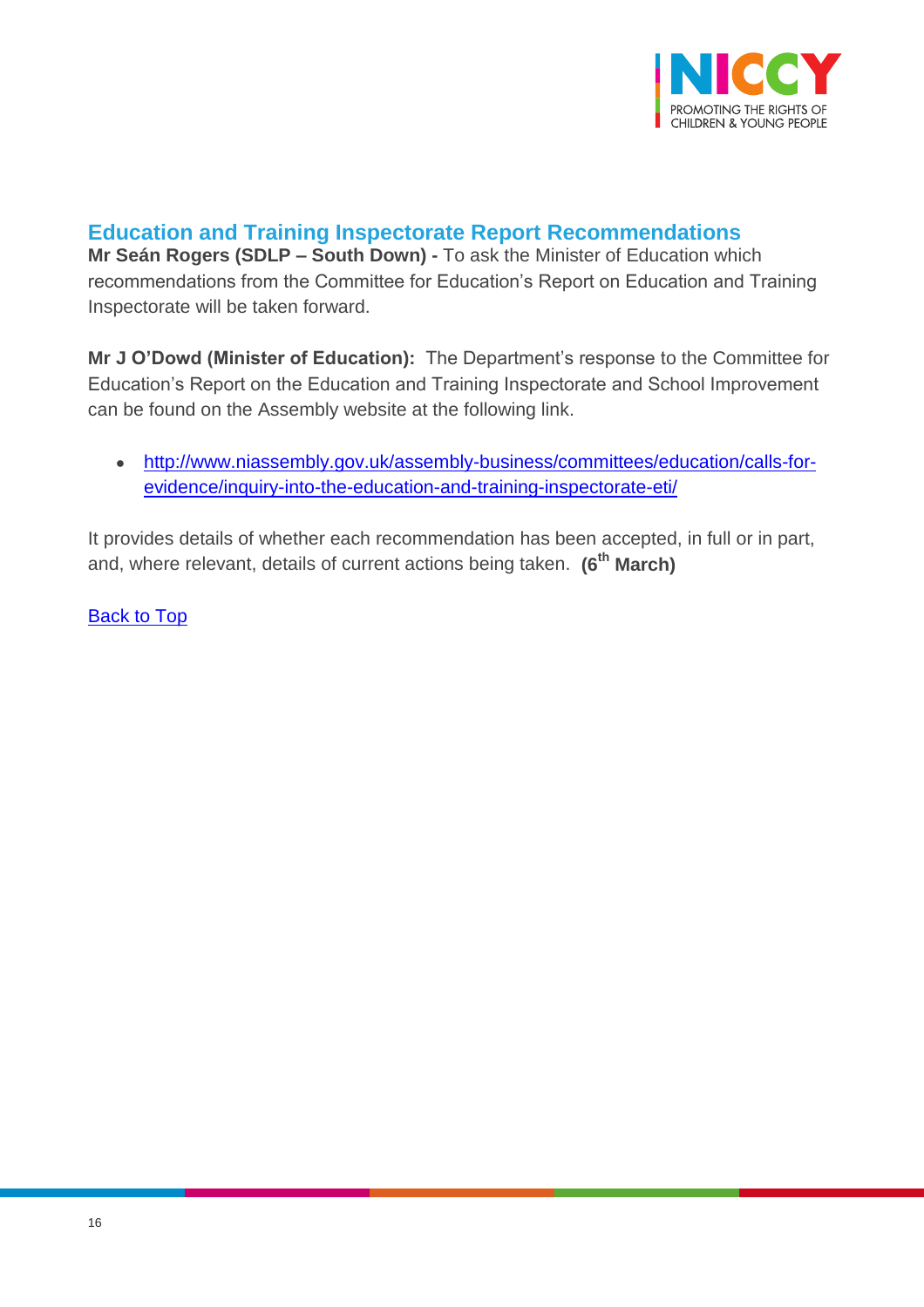### Education and Training Inspectorate Report Recommendations

**Mr Seán Rogers (SDLP – South Down) -** To ask the Minister of Education which recommendations from the Committee for Education's Report on Education and Training Inspectorate will be taken forward.

**Mr J O'Dowd (Minister of Education):** The Department's response to the Committee for Education's Report on the Education and Training Inspectorate and School Improvement can be found on the Assembly website at the following link.

- [http://www.niassembly.gov.uk/assembly-business/committees/education/calls-for-evidence/inquiry-into-the-education-and-training-inspectorate-eti/](http://www.niassembly.gov.uk/assembly-business/committees/education/calls-for-evidence/inquiry-into-the-education-and-training-inspectorate-eti/)

It provides details of whether each recommendation has been accepted, in full or in part, and, where relevant, details of current actions being taken. **(6th March)**

Back to Top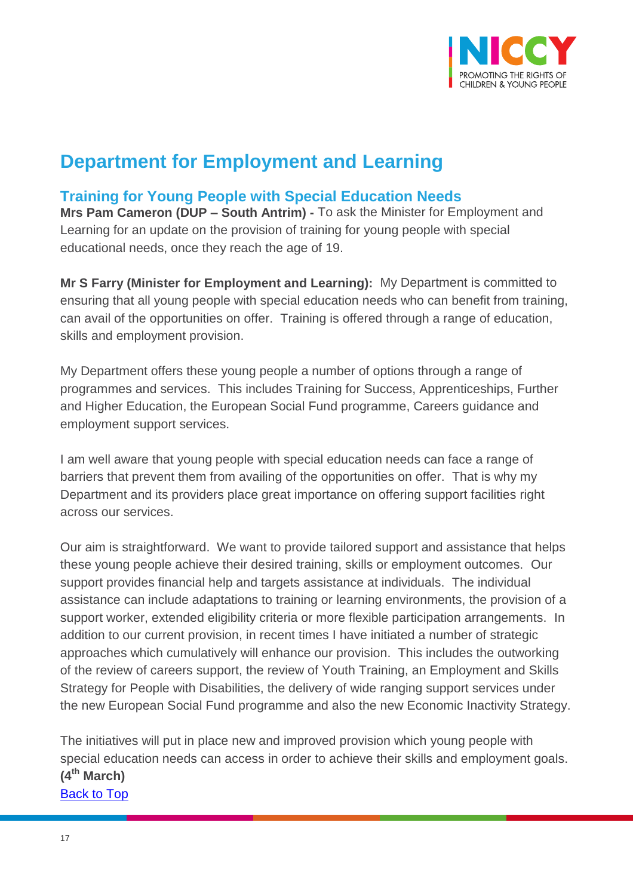# Department for Employment and Learning

## Training for Young People with Special Education Needs

**Mrs Pam Cameron (DUP – South Antrim) -** To ask the Minister for Employment and Learning for an update on the provision of training for young people with special educational needs, once they reach the age of 19.

**Mr S Farry (Minister for Employment and Learning):** My Department is committed to ensuring that all young people with special education needs who can benefit from training, can avail of the opportunities on offer. Training is offered through a range of education, skills and employment provision.

My Department offers these young people a number of options through a range of programmes and services. This includes Training for Success, Apprenticeships, Further and Higher Education, the European Social Fund programme, Careers guidance and employment support services.

I am well aware that young people with special education needs can face a range of barriers that prevent them from availing of the opportunities on offer. That is why my Department and its providers place great importance on offering support facilities right across our services.

Our aim is straightforward. We want to provide tailored support and assistance that helps these young people achieve their desired training, skills or employment outcomes. Our support provides financial help and targets assistance at individuals. The individual assistance can include adaptations to training or learning environments, the provision of a support worker, extended eligibility criteria or more flexible participation arrangements. In addition to our current provision, in recent times I have initiated a number of strategic approaches which cumulatively will enhance our provision. This includes the outworking of the review of careers support, the review of Youth Training, an Employment and Skills Strategy for People with Disabilities, the delivery of wide ranging support services under the new European Social Fund programme and also the new Economic Inactivity Strategy.

The initiatives will put in place new and improved provision which young people with special education needs can access in order to achieve their skills and employment goals.
**(4th March)**
[Back to Top]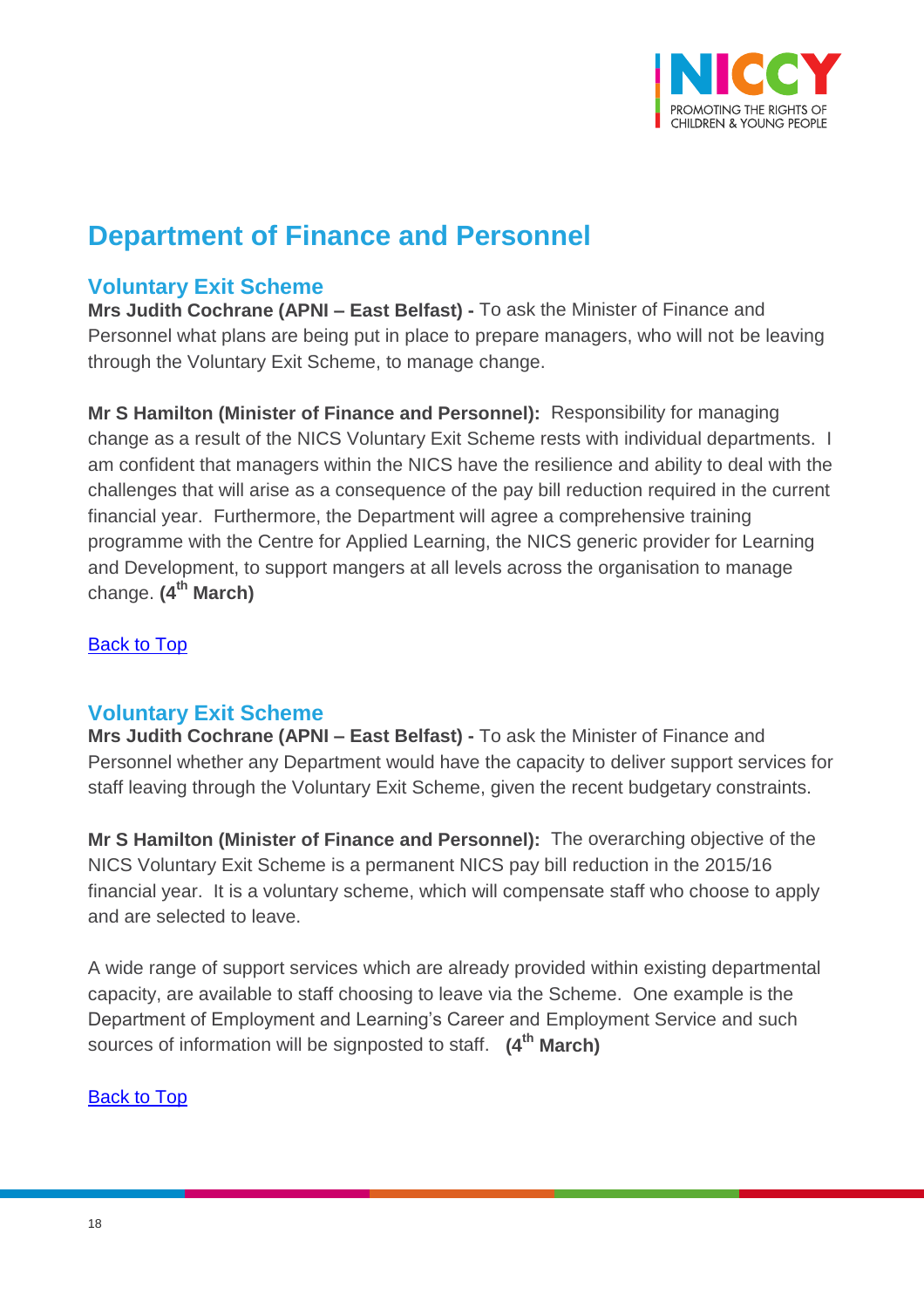# Department of Finance and Personnel

## Voluntary Exit Scheme

**Mrs Judith Cochrane (APNI – East Belfast) -** To ask the Minister of Finance and Personnel what plans are being put in place to prepare managers, who will not be leaving through the Voluntary Exit Scheme, to manage change.

**Mr S Hamilton (Minister of Finance and Personnel):** Responsibility for managing change as a result of the NICS Voluntary Exit Scheme rests with individual departments. I am confident that managers within the NICS have the resilience and ability to deal with the challenges that will arise as a consequence of the pay bill reduction required in the current financial year. Furthermore, the Department will agree a comprehensive training programme with the Centre for Applied Learning, the NICS generic provider for Learning and Development, to support mangers at all levels across the organisation to manage change. **(4th March)**

Back to Top

## Voluntary Exit Scheme

**Mrs Judith Cochrane (APNI – East Belfast) -** To ask the Minister of Finance and Personnel whether any Department would have the capacity to deliver support services for staff leaving through the Voluntary Exit Scheme, given the recent budgetary constraints.

**Mr S Hamilton (Minister of Finance and Personnel):** The overarching objective of the NICS Voluntary Exit Scheme is a permanent NICS pay bill reduction in the 2015/16 financial year. It is a voluntary scheme, which will compensate staff who choose to apply and are selected to leave.

A wide range of support services which are already provided within existing departmental capacity, are available to staff choosing to leave via the Scheme. One example is the Department of Employment and Learning's Career and Employment Service and such sources of information will be signposted to staff. **(4th March)**

Back to Top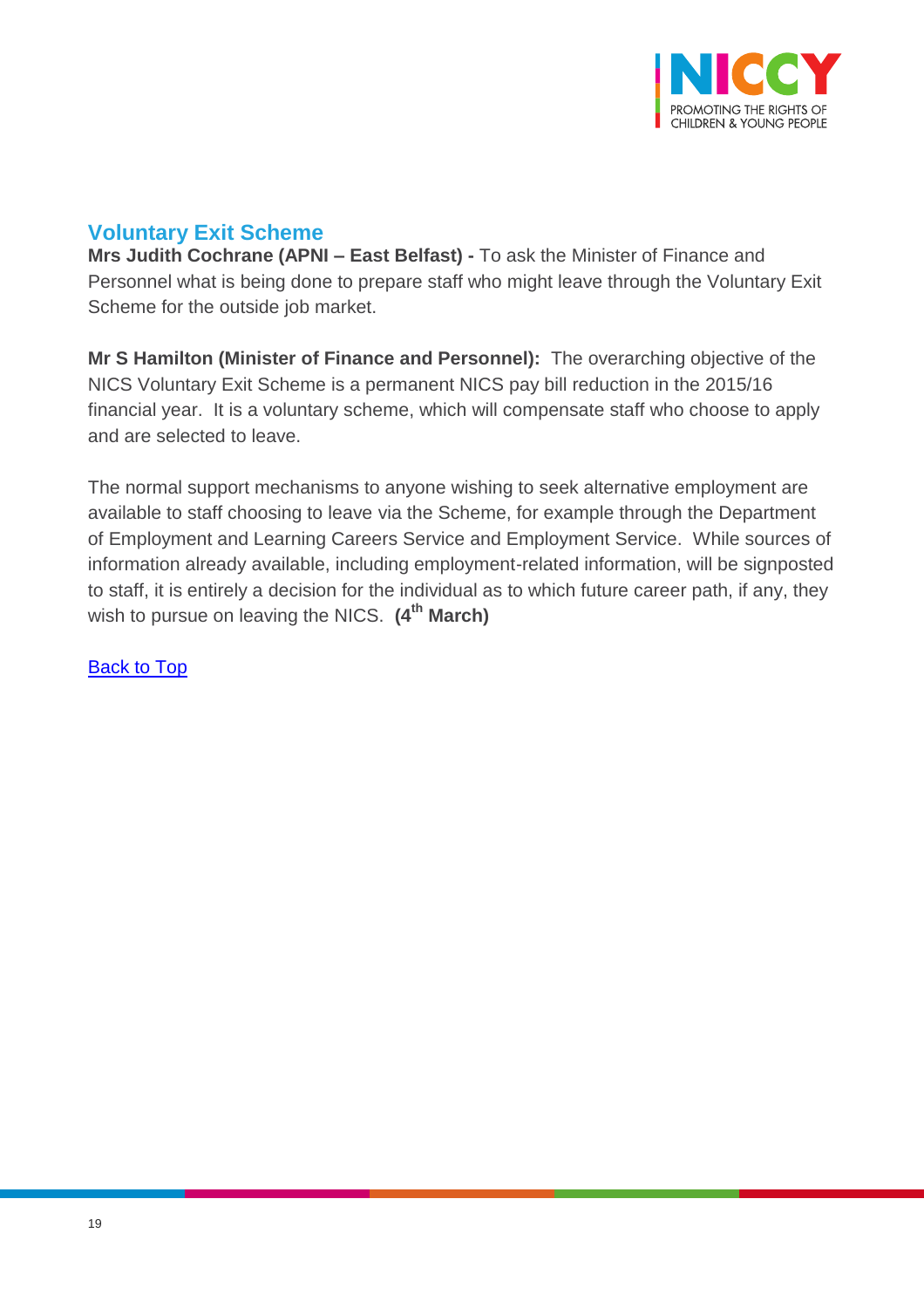## Voluntary Exit Scheme

**Mrs Judith Cochrane (APNI – East Belfast) -** To ask the Minister of Finance and Personnel what is being done to prepare staff who might leave through the Voluntary Exit Scheme for the outside job market.

**Mr S Hamilton (Minister of Finance and Personnel):** The overarching objective of the NICS Voluntary Exit Scheme is a permanent NICS pay bill reduction in the 2015/16 financial year. It is a voluntary scheme, which will compensate staff who choose to apply and are selected to leave.

The normal support mechanisms to anyone wishing to seek alternative employment are available to staff choosing to leave via the Scheme, for example through the Department of Employment and Learning Careers Service and Employment Service. While sources of information already available, including employment-related information, will be signposted to staff, it is entirely a decision for the individual as to which future career path, if any, they wish to pursue on leaving the NICS. **(4th March)**

Back to Top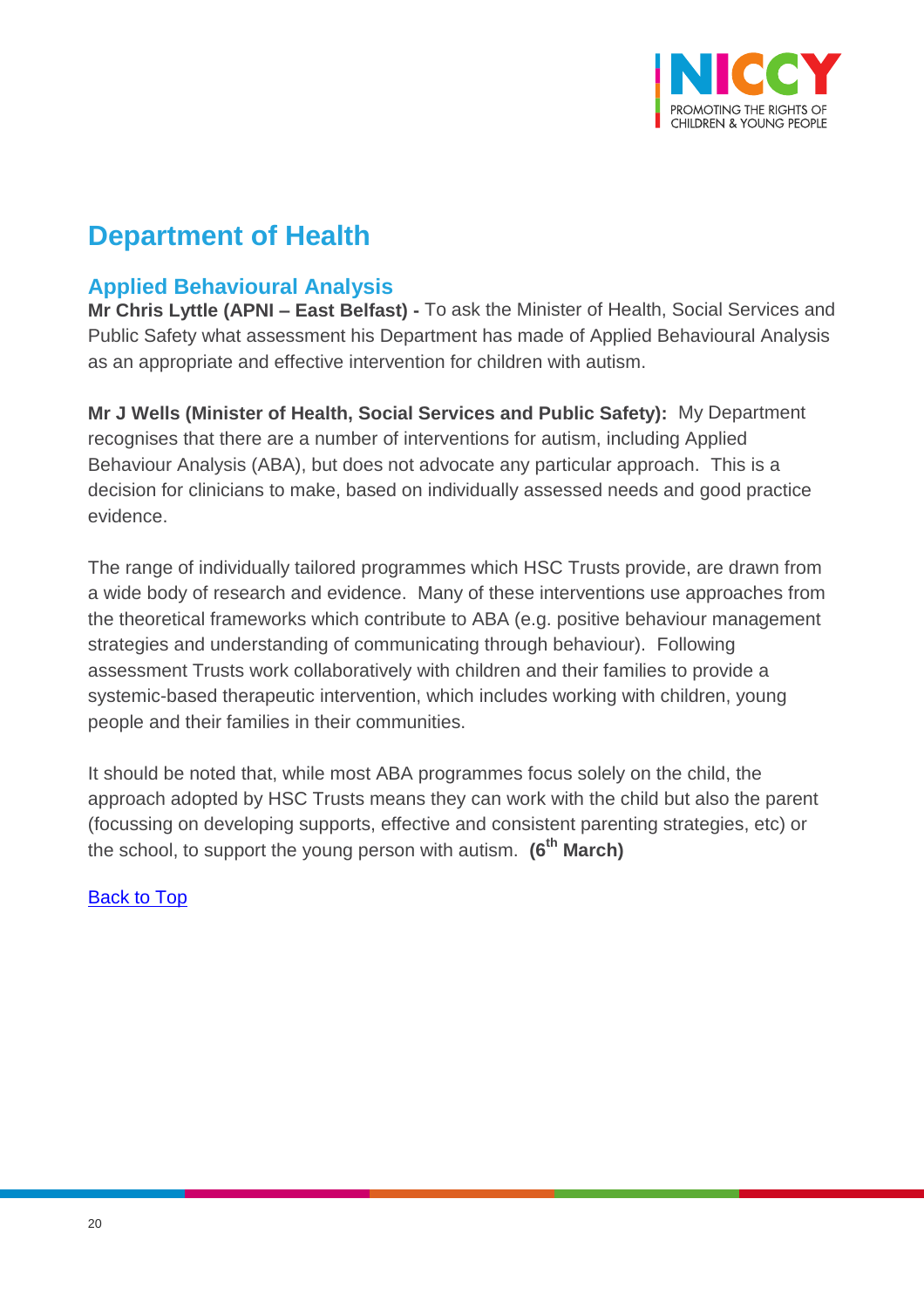# Department of Health

## Applied Behavioural Analysis

**Mr Chris Lyttle (APNI – East Belfast) -** To ask the Minister of Health, Social Services and Public Safety what assessment his Department has made of Applied Behavioural Analysis as an appropriate and effective intervention for children with autism.

**Mr J Wells (Minister of Health, Social Services and Public Safety):** My Department recognises that there are a number of interventions for autism, including Applied Behaviour Analysis (ABA), but does not advocate any particular approach. This is a decision for clinicians to make, based on individually assessed needs and good practice evidence.

The range of individually tailored programmes which HSC Trusts provide, are drawn from a wide body of research and evidence. Many of these interventions use approaches from the theoretical frameworks which contribute to ABA (e.g. positive behaviour management strategies and understanding of communicating through behaviour). Following assessment Trusts work collaboratively with children and their families to provide a systemic-based therapeutic intervention, which includes working with children, young people and their families in their communities.

It should be noted that, while most ABA programmes focus solely on the child, the approach adopted by HSC Trusts means they can work with the child but also the parent (focussing on developing supports, effective and consistent parenting strategies, etc) or the school, to support the young person with autism. **(6th March)**

Back to Top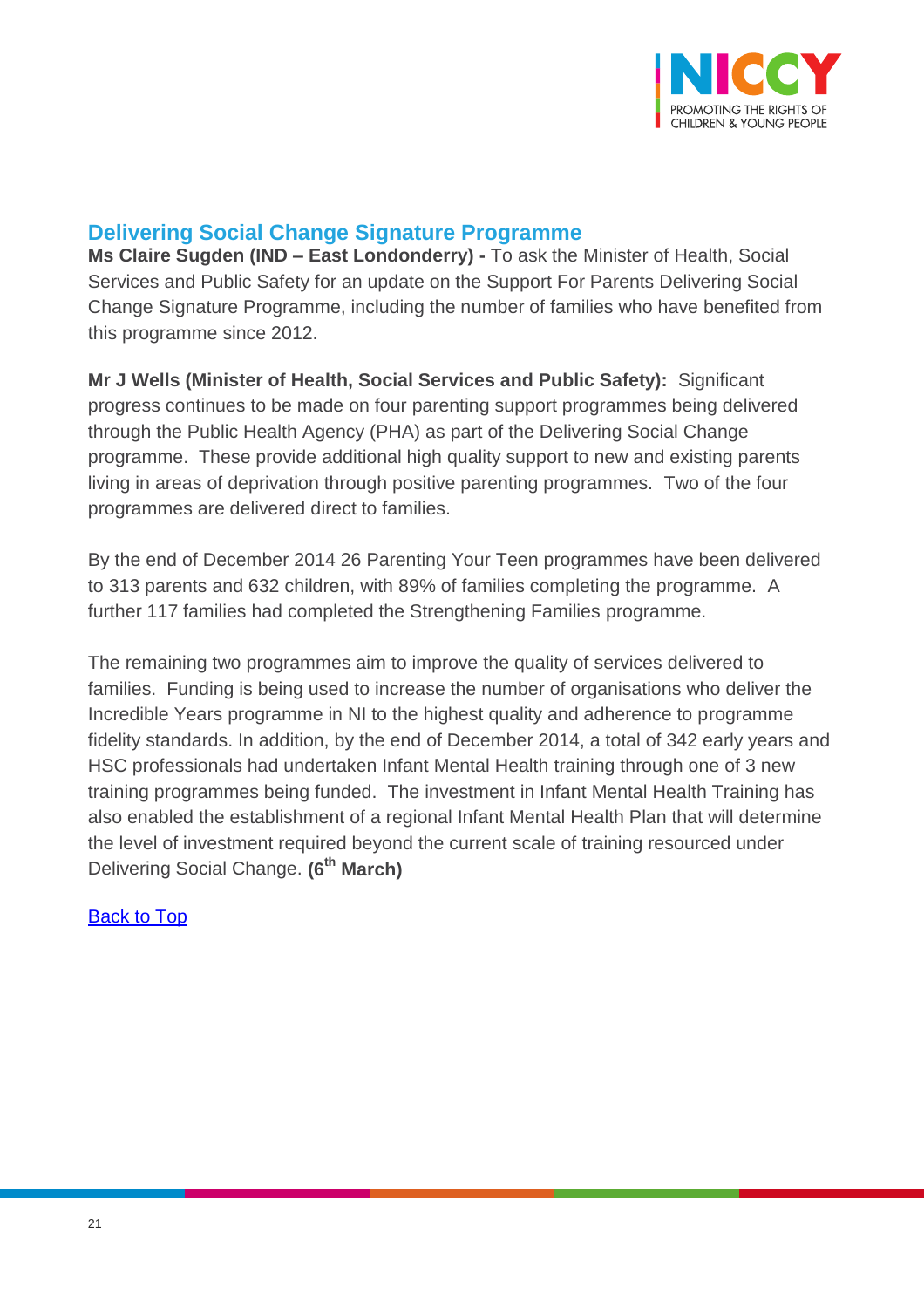## Delivering Social Change Signature Programme

**Ms Claire Sugden (IND – East Londonderry) -** To ask the Minister of Health, Social Services and Public Safety for an update on the Support For Parents Delivering Social Change Signature Programme, including the number of families who have benefited from this programme since 2012.

**Mr J Wells (Minister of Health, Social Services and Public Safety):** Significant progress continues to be made on four parenting support programmes being delivered through the Public Health Agency (PHA) as part of the Delivering Social Change programme. These provide additional high quality support to new and existing parents living in areas of deprivation through positive parenting programmes. Two of the four programmes are delivered direct to families.

By the end of December 2014 26 Parenting Your Teen programmes have been delivered to 313 parents and 632 children, with 89% of families completing the programme. A further 117 families had completed the Strengthening Families programme.

The remaining two programmes aim to improve the quality of services delivered to families. Funding is being used to increase the number of organisations who deliver the Incredible Years programme in NI to the highest quality and adherence to programme fidelity standards. In addition, by the end of December 2014, a total of 342 early years and HSC professionals had undertaken Infant Mental Health training through one of 3 new training programmes being funded. The investment in Infant Mental Health Training has also enabled the establishment of a regional Infant Mental Health Plan that will determine the level of investment required beyond the current scale of training resourced under Delivering Social Change. **(6th March)**

Back to Top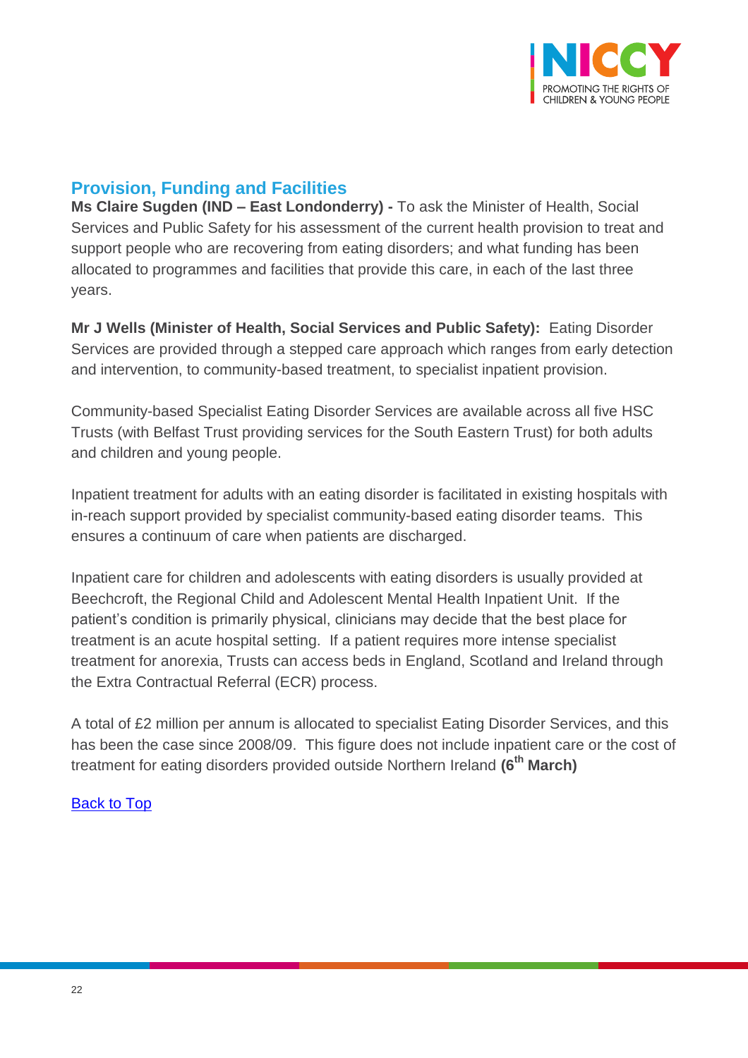## Provision, Funding and Facilities

**Ms Claire Sugden (IND – East Londonderry) -** To ask the Minister of Health, Social Services and Public Safety for his assessment of the current health provision to treat and support people who are recovering from eating disorders; and what funding has been allocated to programmes and facilities that provide this care, in each of the last three years.

**Mr J Wells (Minister of Health, Social Services and Public Safety):** Eating Disorder Services are provided through a stepped care approach which ranges from early detection and intervention, to community-based treatment, to specialist inpatient provision.

Community-based Specialist Eating Disorder Services are available across all five HSC Trusts (with Belfast Trust providing services for the South Eastern Trust) for both adults and children and young people.

Inpatient treatment for adults with an eating disorder is facilitated in existing hospitals with in-reach support provided by specialist community-based eating disorder teams. This ensures a continuum of care when patients are discharged.

Inpatient care for children and adolescents with eating disorders is usually provided at Beechcroft, the Regional Child and Adolescent Mental Health Inpatient Unit. If the patient's condition is primarily physical, clinicians may decide that the best place for treatment is an acute hospital setting. If a patient requires more intense specialist treatment for anorexia, Trusts can access beds in England, Scotland and Ireland through the Extra Contractual Referral (ECR) process.

A total of £2 million per annum is allocated to specialist Eating Disorder Services, and this has been the case since 2008/09. This figure does not include inpatient care or the cost of treatment for eating disorders provided outside Northern Ireland **(6th March)**

Back to Top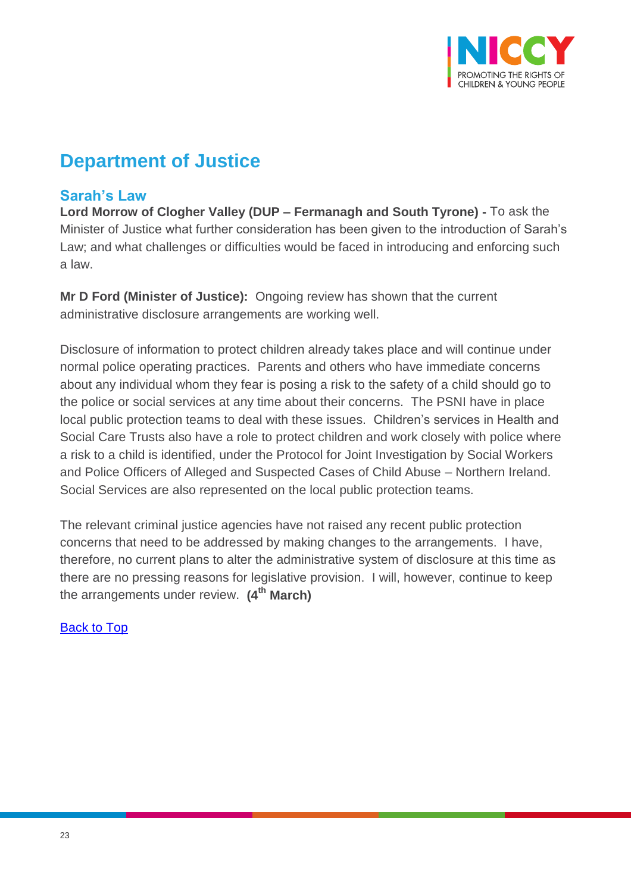# Department of Justice

## Sarah's Law

**Lord Morrow of Clogher Valley (DUP – Fermanagh and South Tyrone) -** To ask the Minister of Justice what further consideration has been given to the introduction of Sarah's Law; and what challenges or difficulties would be faced in introducing and enforcing such a law.

**Mr D Ford (Minister of Justice):** Ongoing review has shown that the current administrative disclosure arrangements are working well.

Disclosure of information to protect children already takes place and will continue under normal police operating practices. Parents and others who have immediate concerns about any individual whom they fear is posing a risk to the safety of a child should go to the police or social services at any time about their concerns. The PSNI have in place local public protection teams to deal with these issues. Children's services in Health and Social Care Trusts also have a role to protect children and work closely with police where a risk to a child is identified, under the Protocol for Joint Investigation by Social Workers and Police Officers of Alleged and Suspected Cases of Child Abuse – Northern Ireland. Social Services are also represented on the local public protection teams.

The relevant criminal justice agencies have not raised any recent public protection concerns that need to be addressed by making changes to the arrangements. I have, therefore, no current plans to alter the administrative system of disclosure at this time as there are no pressing reasons for legislative provision. I will, however, continue to keep the arrangements under review. **(4th March)**

Back to Top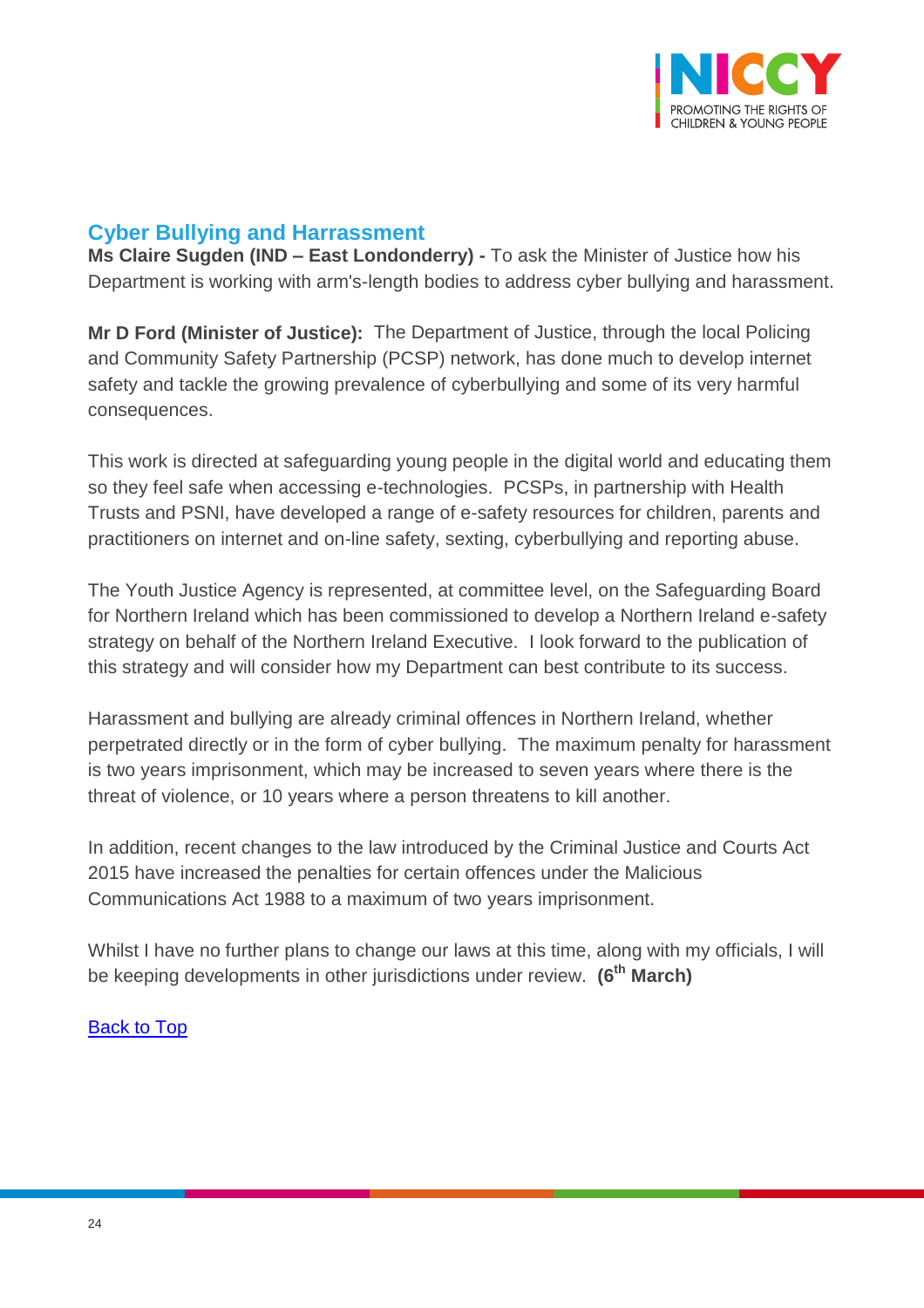## Cyber Bullying and Harrassment

**Ms Claire Sugden (IND – East Londonderry) -** To ask the Minister of Justice how his Department is working with arm's-length bodies to address cyber bullying and harassment.

**Mr D Ford (Minister of Justice):** The Department of Justice, through the local Policing and Community Safety Partnership (PCSP) network, has done much to develop internet safety and tackle the growing prevalence of cyberbullying and some of its very harmful consequences.

This work is directed at safeguarding young people in the digital world and educating them so they feel safe when accessing e-technologies. PCSPs, in partnership with Health Trusts and PSNI, have developed a range of e-safety resources for children, parents and practitioners on internet and on-line safety, sexting, cyberbullying and reporting abuse.

The Youth Justice Agency is represented, at committee level, on the Safeguarding Board for Northern Ireland which has been commissioned to develop a Northern Ireland e-safety strategy on behalf of the Northern Ireland Executive. I look forward to the publication of this strategy and will consider how my Department can best contribute to its success.

Harassment and bullying are already criminal offences in Northern Ireland, whether perpetrated directly or in the form of cyber bullying. The maximum penalty for harassment is two years imprisonment, which may be increased to seven years where there is the threat of violence, or 10 years where a person threatens to kill another.

In addition, recent changes to the law introduced by the Criminal Justice and Courts Act 2015 have increased the penalties for certain offences under the Malicious Communications Act 1988 to a maximum of two years imprisonment.

Whilst I have no further plans to change our laws at this time, along with my officials, I will be keeping developments in other jurisdictions under review. **(6th March)**

Back to Top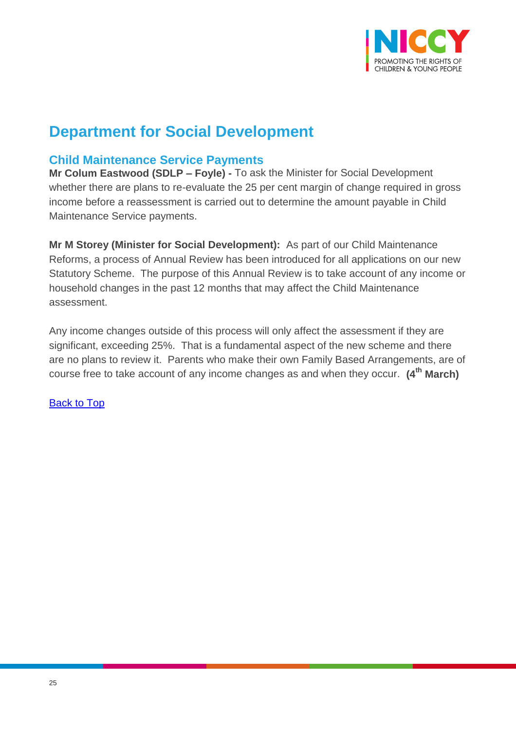# Department for Social Development

## Child Maintenance Service Payments

**Mr Colum Eastwood (SDLP – Foyle) -** To ask the Minister for Social Development whether there are plans to re-evaluate the 25 per cent margin of change required in gross income before a reassessment is carried out to determine the amount payable in Child Maintenance Service payments.

**Mr M Storey (Minister for Social Development):** As part of our Child Maintenance Reforms, a process of Annual Review has been introduced for all applications on our new Statutory Scheme. The purpose of this Annual Review is to take account of any income or household changes in the past 12 months that may affect the Child Maintenance assessment.

Any income changes outside of this process will only affect the assessment if they are significant, exceeding 25%. That is a fundamental aspect of the new scheme and there are no plans to review it. Parents who make their own Family Based Arrangements, are of course free to take account of any income changes as and when they occur. **(4th March)**

Back to Top